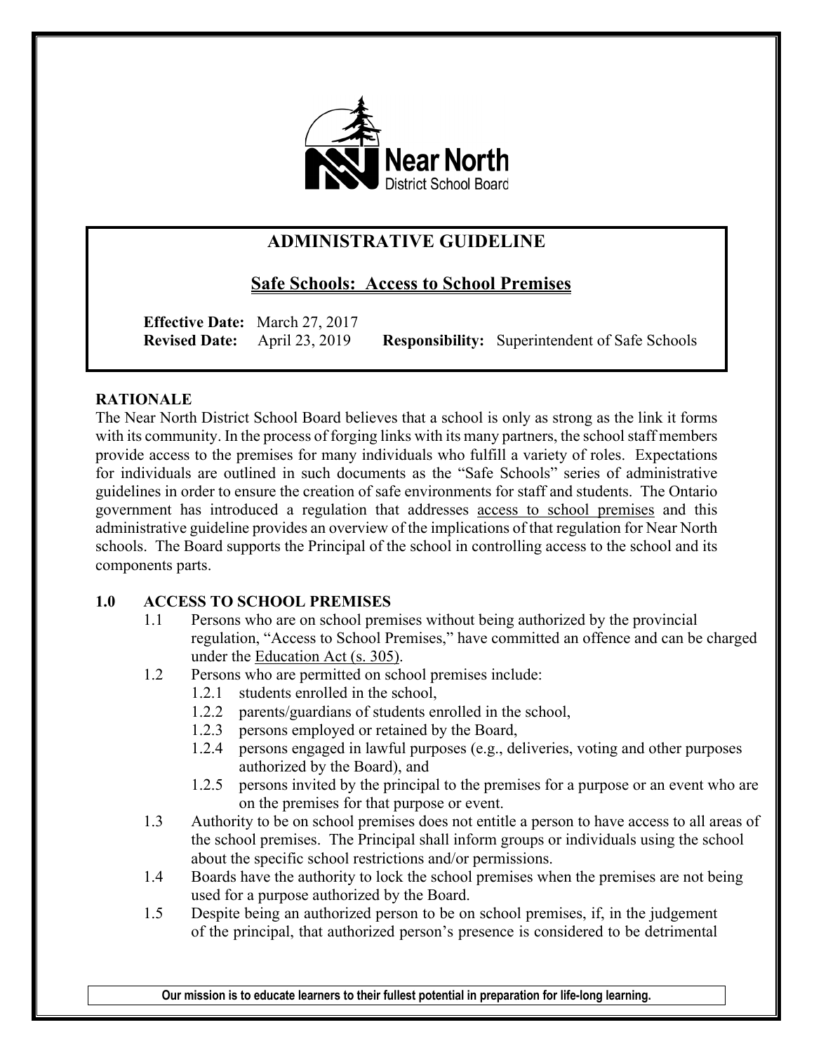Near North District School Board

# ADMINISTRATIVE GUIDELINE

## Safe Schools: Access to School Premises

**Effective Date:** March 27, 2017
**Revised Date:** April 23, 2019 **Responsibility:** Superintendent of Safe Schools

### RATIONALE

The Near North District School Board believes that a school is only as strong as the link it forms with its community. In the process of forging links with its many partners, the school staff members provide access to the premises for many individuals who fulfill a variety of roles. Expectations for individuals are outlined in such documents as the "Safe Schools" series of administrative guidelines in order to ensure the creation of safe environments for staff and students. The Ontario government has introduced a regulation that addresses access to school premises and this administrative guideline provides an overview of the implications of that regulation for Near North schools. The Board supports the Principal of the school in controlling access to the school and its components parts.

### 1.0 ACCESS TO SCHOOL PREMISES

1.1 Persons who are on school premises without being authorized by the provincial regulation, "Access to School Premises," have committed an offence and can be charged under the Education Act (s. 305).

1.2 Persons who are permitted on school premises include:

- 1.2.1 students enrolled in the school,
- 1.2.2 parents/guardians of students enrolled in the school,
- 1.2.3 persons employed or retained by the Board,
- 1.2.4 persons engaged in lawful purposes (e.g., deliveries, voting and other purposes authorized by the Board), and
- 1.2.5 persons invited by the principal to the premises for a purpose or an event who are on the premises for that purpose or event.

1.3 Authority to be on school premises does not entitle a person to have access to all areas of the school premises. The Principal shall inform groups or individuals using the school about the specific school restrictions and/or permissions.

1.4 Boards have the authority to lock the school premises when the premises are not being used for a purpose authorized by the Board.

1.5 Despite being an authorized person to be on school premises, if, in the judgement of the principal, that authorized person's presence is considered to be detrimental

Our mission is to educate learners to their fullest potential in preparation for life-long learning.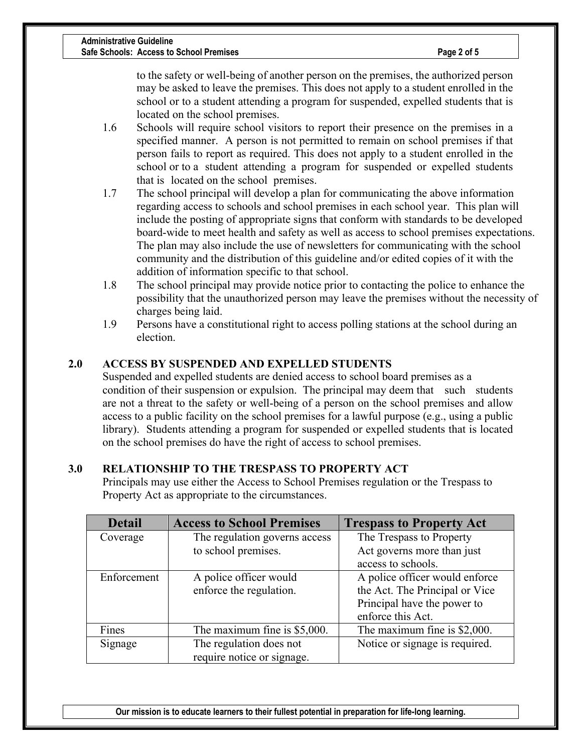to the safety or well-being of another person on the premises, the authorized person may be asked to leave the premises. This does not apply to a student enrolled in the school or to a student attending a program for suspended, expelled students that is located on the school premises.

1.6 Schools will require school visitors to report their presence on the premises in a specified manner. A person is not permitted to remain on school premises if that person fails to report as required. This does not apply to a student enrolled in the school or to a student attending a program for suspended or expelled students that is located on the school premises.

1.7 The school principal will develop a plan for communicating the above information regarding access to schools and school premises in each school year. This plan will include the posting of appropriate signs that conform with standards to be developed board-wide to meet health and safety as well as access to school premises expectations. The plan may also include the use of newsletters for communicating with the school community and the distribution of this guideline and/or edited copies of it with the addition of information specific to that school.

1.8 The school principal may provide notice prior to contacting the police to enhance the possibility that the unauthorized person may leave the premises without the necessity of charges being laid.

1.9 Persons have a constitutional right to access polling stations at the school during an election.

## 2.0 ACCESS BY SUSPENDED AND EXPELLED STUDENTS

Suspended and expelled students are denied access to school board premises as a condition of their suspension or expulsion. The principal may deem that such students are not a threat to the safety or well-being of a person on the school premises and allow access to a public facility on the school premises for a lawful purpose (e.g., using a public library). Students attending a program for suspended or expelled students that is located on the school premises do have the right of access to school premises.

## 3.0 RELATIONSHIP TO THE TRESPASS TO PROPERTY ACT

Principals may use either the Access to School Premises regulation or the Trespass to Property Act as appropriate to the circumstances.

| Detail | Access to School Premises | Trespass to Property Act |
|---|---|---|
| Coverage | The regulation governs access to school premises. | The Trespass to Property Act governs more than just access to schools. |
| Enforcement | A police officer would enforce the regulation. | A police officer would enforce the Act. The Principal or Vice Principal have the power to enforce this Act. |
| Fines | The maximum fine is $5,000. | The maximum fine is $2,000. |
| Signage | The regulation does not require notice or signage. | Notice or signage is required. |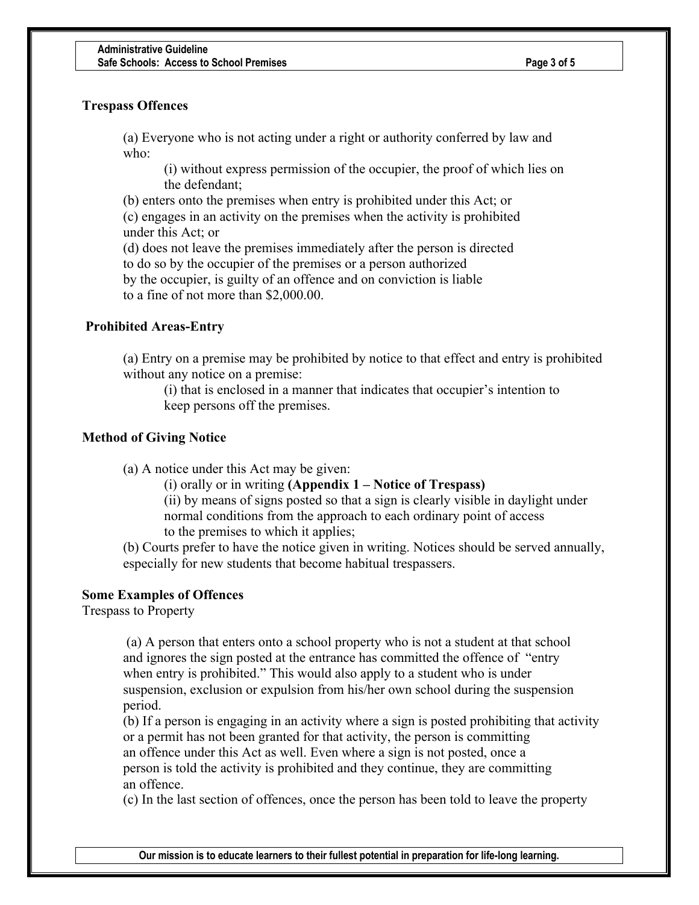## Trespass Offences

(a) Everyone who is not acting under a right or authority conferred by law and who:

(i) without express permission of the occupier, the proof of which lies on the defendant;

(b) enters onto the premises when entry is prohibited under this Act; or

(c) engages in an activity on the premises when the activity is prohibited under this Act; or

(d) does not leave the premises immediately after the person is directed to do so by the occupier of the premises or a person authorized by the occupier, is guilty of an offence and on conviction is liable to a fine of not more than $2,000.00.

## Prohibited Areas-Entry

(a) Entry on a premise may be prohibited by notice to that effect and entry is prohibited without any notice on a premise:

(i) that is enclosed in a manner that indicates that occupier's intention to keep persons off the premises.

## Method of Giving Notice

(a) A notice under this Act may be given:

(i) orally or in writing **(Appendix 1 – Notice of Trespass)**

(ii) by means of signs posted so that a sign is clearly visible in daylight under normal conditions from the approach to each ordinary point of access to the premises to which it applies;

(b) Courts prefer to have the notice given in writing. Notices should be served annually, especially for new students that become habitual trespassers.

## Some Examples of Offences

Trespass to Property

(a) A person that enters onto a school property who is not a student at that school and ignores the sign posted at the entrance has committed the offence of "entry when entry is prohibited." This would also apply to a student who is under suspension, exclusion or expulsion from his/her own school during the suspension period.

(b) If a person is engaging in an activity where a sign is posted prohibiting that activity or a permit has not been granted for that activity, the person is committing an offence under this Act as well. Even where a sign is not posted, once a person is told the activity is prohibited and they continue, they are committing an offence.

(c) In the last section of offences, once the person has been told to leave the property

Our mission is to educate learners to their fullest potential in preparation for life-long learning.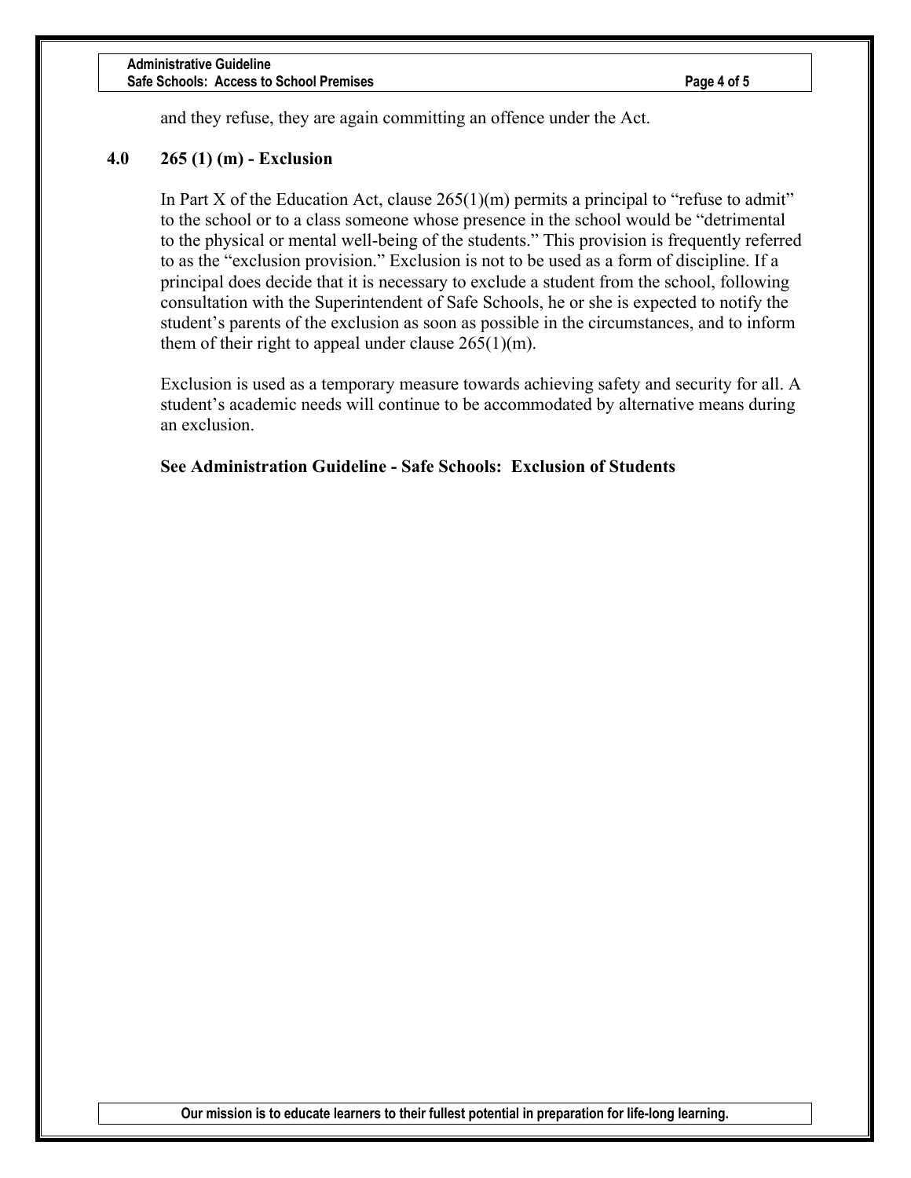and they refuse, they are again committing an offence under the Act.

## 4.0 265 (1) (m) - Exclusion

In Part X of the Education Act, clause 265(1)(m) permits a principal to “refuse to admit” to the school or to a class someone whose presence in the school would be “detrimental to the physical or mental well-being of the students.” This provision is frequently referred to as the “exclusion provision.” Exclusion is not to be used as a form of discipline. If a principal does decide that it is necessary to exclude a student from the school, following consultation with the Superintendent of Safe Schools, he or she is expected to notify the student’s parents of the exclusion as soon as possible in the circumstances, and to inform them of their right to appeal under clause 265(1)(m).

Exclusion is used as a temporary measure towards achieving safety and security for all. A student’s academic needs will continue to be accommodated by alternative means during an exclusion.

**See Administration Guideline - Safe Schools: Exclusion of Students**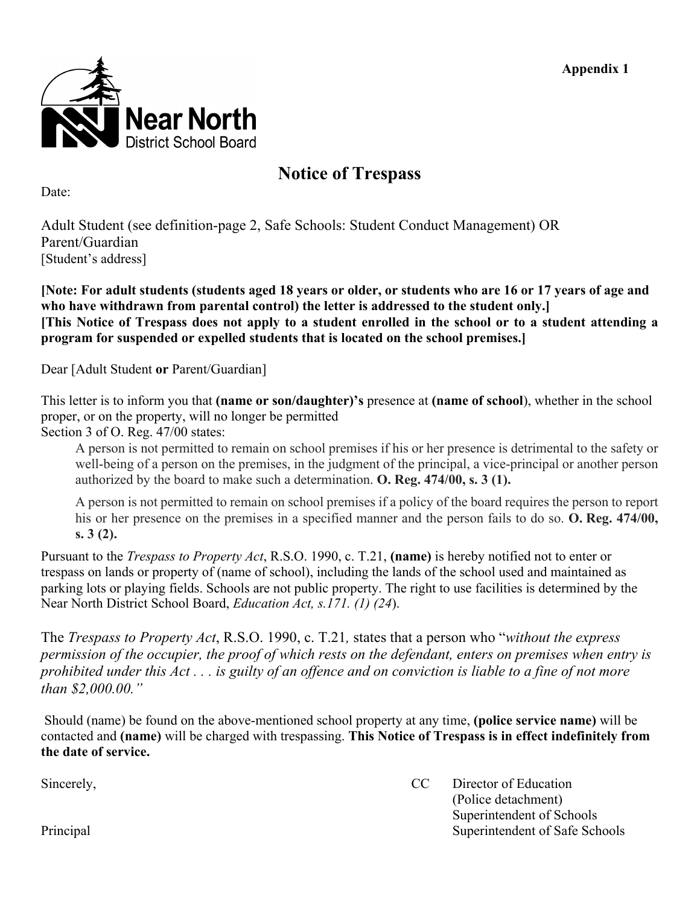Appendix 1

Near North District School Board

# Notice of Trespass

Date:

Adult Student (see definition-page 2, Safe Schools: Student Conduct Management) OR Parent/Guardian
[Student's address]

**[Note: For adult students (students aged 18 years or older, or students who are 16 or 17 years of age and who have withdrawn from parental control) the letter is addressed to the student only.]**
**[This Notice of Trespass does not apply to a student enrolled in the school or to a student attending a program for suspended or expelled students that is located on the school premises.]**

Dear [Adult Student **or** Parent/Guardian]

This letter is to inform you that **(name or son/daughter)'s** presence at **(name of school**), whether in the school proper, or on the property, will no longer be permitted
Section 3 of O. Reg. 47/00 states:

> A person is not permitted to remain on school premises if his or her presence is detrimental to the safety or well-being of a person on the premises, in the judgment of the principal, a vice-principal or another person authorized by the board to make such a determination. **O. Reg. 474/00, s. 3 (1).**
>
> A person is not permitted to remain on school premises if a policy of the board requires the person to report his or her presence on the premises in a specified manner and the person fails to do so. **O. Reg. 474/00, s. 3 (2).**

Pursuant to the *Trespass to Property Act*, R.S.O. 1990, c. T.21, **(name)** is hereby notified not to enter or trespass on lands or property of (name of school), including the lands of the school used and maintained as parking lots or playing fields. Schools are not public property. The right to use facilities is determined by the Near North District School Board, *Education Act, s.171. (1) (24*).

The *Trespass to Property Act*, R.S.O. 1990, c. T.21*,* states that a person who "*without the express permission of the occupier, the proof of which rests on the defendant, enters on premises when entry is prohibited under this Act . . . is guilty of an offence and on conviction is liable to a fine of not more than $2,000.00."*

Should (name) be found on the above-mentioned school property at any time, **(police service name)** will be contacted and **(name)** will be charged with trespassing. **This Notice of Trespass is in effect indefinitely from the date of service.**

Sincerely,

Principal

CC Director of Education
(Police detachment)
Superintendent of Schools
Superintendent of Safe Schools